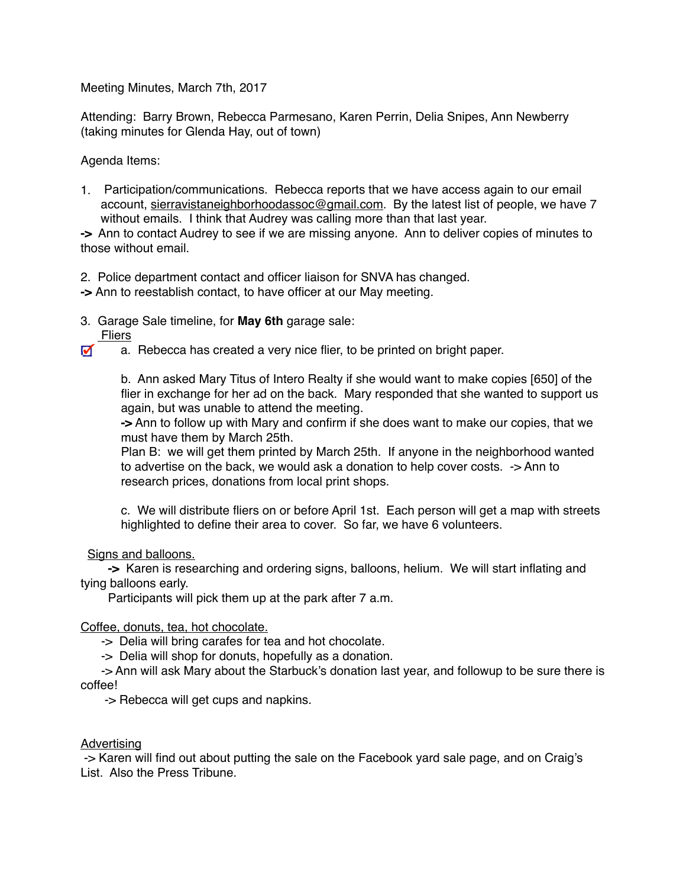Meeting Minutes, March 7th, 2017

Attending: Barry Brown, Rebecca Parmesano, Karen Perrin, Delia Snipes, Ann Newberry (taking minutes for Glenda Hay, out of town)

Agenda Items:

1. Participation/communications. Rebecca reports that we have access again to our email account, sierravistaneighborhoodassoc@gmail.com. By the latest list of people, we have 7 without emails. I think that Audrey was calling more than that last year.

**->** Ann to contact Audrey to see if we are missing anyone. Ann to deliver copies of minutes to those without email.

2. Police department contact and officer liaison for SNVA has changed.

**->** Ann to reestablish contact, to have officer at our May meeting.

3. Garage Sale timeline, for **May 6th** garage sale:

<u>Fliers</u>

☑ a. Rebecca has created a very nice flier, to be printed on bright paper.

b. Ann asked Mary Titus of Intero Realty if she would want to make copies [650] of the flier in exchange for her ad on the back. Mary responded that she wanted to support us again, but was unable to attend the meeting.
**->** Ann to follow up with Mary and confirm if she does want to make our copies, that we must have them by March 25th.
Plan B: we will get them printed by March 25th. If anyone in the neighborhood wanted to advertise on the back, we would ask a donation to help cover costs. -> Ann to research prices, donations from local print shops.

c. We will distribute fliers on or before April 1st. Each person will get a map with streets highlighted to define their area to cover. So far, we have 6 volunteers.

<u>Signs and balloons.</u>

**->** Karen is researching and ordering signs, balloons, helium. We will start inflating and tying balloons early.
Participants will pick them up at the park after 7 a.m.

<u>Coffee, donuts, tea, hot chocolate.</u>

-> Delia will bring carafes for tea and hot chocolate.
-> Delia will shop for donuts, hopefully as a donation.
-> Ann will ask Mary about the Starbuck's donation last year, and followup to be sure there is coffee!
-> Rebecca will get cups and napkins.

<u>Advertising</u>

-> Karen will find out about putting the sale on the Facebook yard sale page, and on Craig's List. Also the Press Tribune.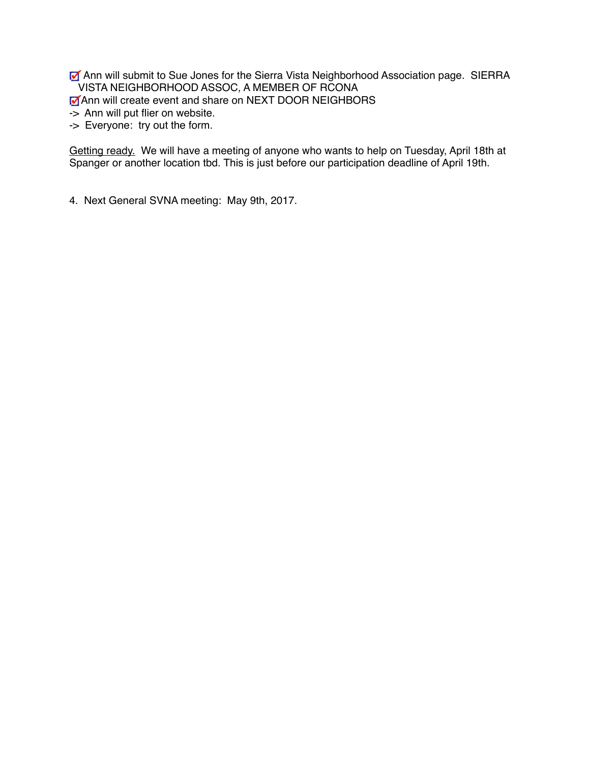- ☑ Ann will submit to Sue Jones for the Sierra Vista Neighborhood Association page. SIERRA VISTA NEIGHBORHOOD ASSOC, A MEMBER OF RCONA
- ☑ Ann will create event and share on NEXT DOOR NEIGHBORS

-> Ann will put flier on website.

-> Everyone: try out the form.

<u>Getting ready.</u> We will have a meeting of anyone who wants to help on Tuesday, April 18th at Spanger or another location tbd. This is just before our participation deadline of April 19th.

4. Next General SVNA meeting: May 9th, 2017.